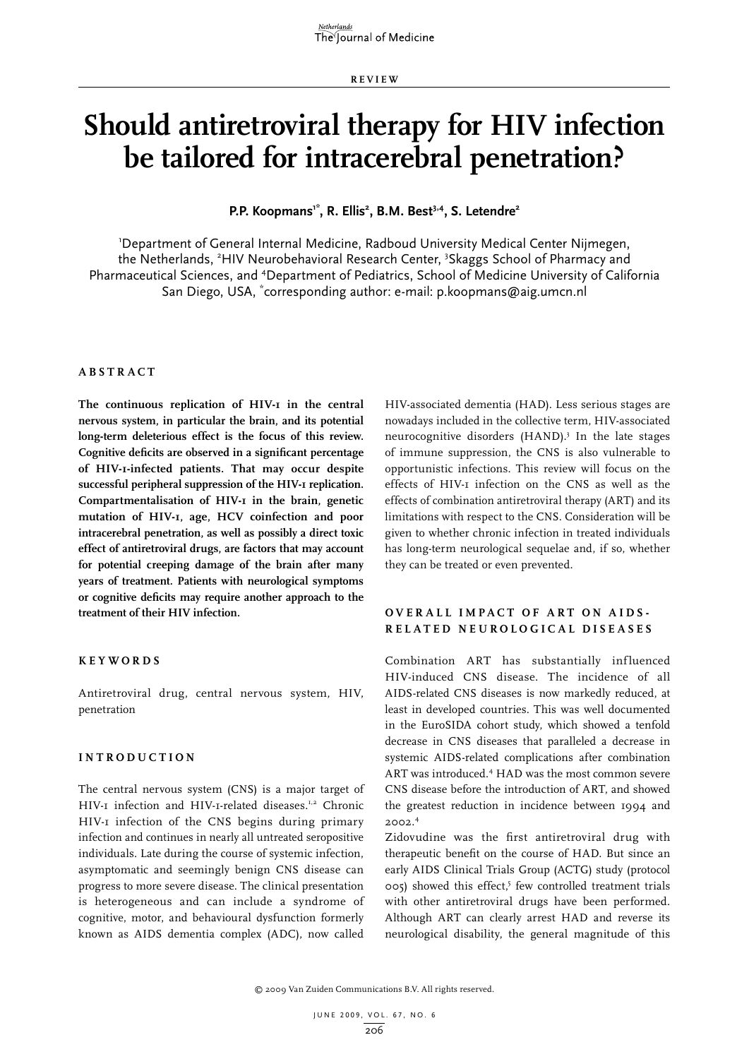REVIEW

# Should antiretroviral therapy for HIV infection be tailored for intracerebral penetration?

**P.P. Koopmans[1*], R. Ellis[2], B.M. Best[3,4], S. Letendre[2]**

[1]Department of General Internal Medicine, Radboud University Medical Center Nijmegen, the Netherlands, [2]HIV Neurobehavioral Research Center, [3]Skaggs School of Pharmacy and Pharmaceutical Sciences, and [4]Department of Pediatrics, School of Medicine University of California San Diego, USA, *corresponding author: e-mail: p.koopmans@aig.umcn.nl

## ABSTRACT

**The continuous replication of HIV-1 in the central nervous system, in particular the brain, and its potential long-term deleterious effect is the focus of this review. Cognitive deficits are observed in a significant percentage of HIV-1-infected patients. That may occur despite successful peripheral suppression of the HIV-1 replication. Compartmentalisation of HIV-1 in the brain, genetic mutation of HIV-1, age, HCV coinfection and poor intracerebral penetration, as well as possibly a direct toxic effect of antiretroviral drugs, are factors that may account for potential creeping damage of the brain after many years of treatment. Patients with neurological symptoms or cognitive deficits may require another approach to the treatment of their HIV infection.**

## KEYWORDS

Antiretroviral drug, central nervous system, HIV, penetration

## INTRODUCTION

The central nervous system (CNS) is a major target of HIV-1 infection and HIV-1-related diseases.[1,2] Chronic HIV-1 infection of the CNS begins during primary infection and continues in nearly all untreated seropositive individuals. Late during the course of systemic infection, asymptomatic and seemingly benign CNS disease can progress to more severe disease. The clinical presentation is heterogeneous and can include a syndrome of cognitive, motor, and behavioural dysfunction formerly known as AIDS dementia complex (ADC), now called HIV-associated dementia (HAD). Less serious stages are nowadays included in the collective term, HIV-associated neurocognitive disorders (HAND).[3] In the late stages of immune suppression, the CNS is also vulnerable to opportunistic infections. This review will focus on the effects of HIV-1 infection on the CNS as well as the effects of combination antiretroviral therapy (ART) and its limitations with respect to the CNS. Consideration will be given to whether chronic infection in treated individuals has long-term neurological sequelae and, if so, whether they can be treated or even prevented.

## OVERALL IMPACT OF ART ON AIDS-RELATED NEUROLOGICAL DISEASES

Combination ART has substantially influenced HIV-induced CNS disease. The incidence of all AIDS-related CNS diseases is now markedly reduced, at least in developed countries. This was well documented in the EuroSIDA cohort study, which showed a tenfold decrease in CNS diseases that paralleled a decrease in systemic AIDS-related complications after combination ART was introduced.[4] HAD was the most common severe CNS disease before the introduction of ART, and showed the greatest reduction in incidence between 1994 and 2002.[4]

Zidovudine was the first antiretroviral drug with therapeutic benefit on the course of HAD. But since an early AIDS Clinical Trials Group (ACTG) study (protocol 005) showed this effect,[5] few controlled treatment trials with other antiretroviral drugs have been performed. Although ART can clearly arrest HAD and reverse its neurological disability, the general magnitude of this

© 2009 Van Zuiden Communications B.V. All rights reserved.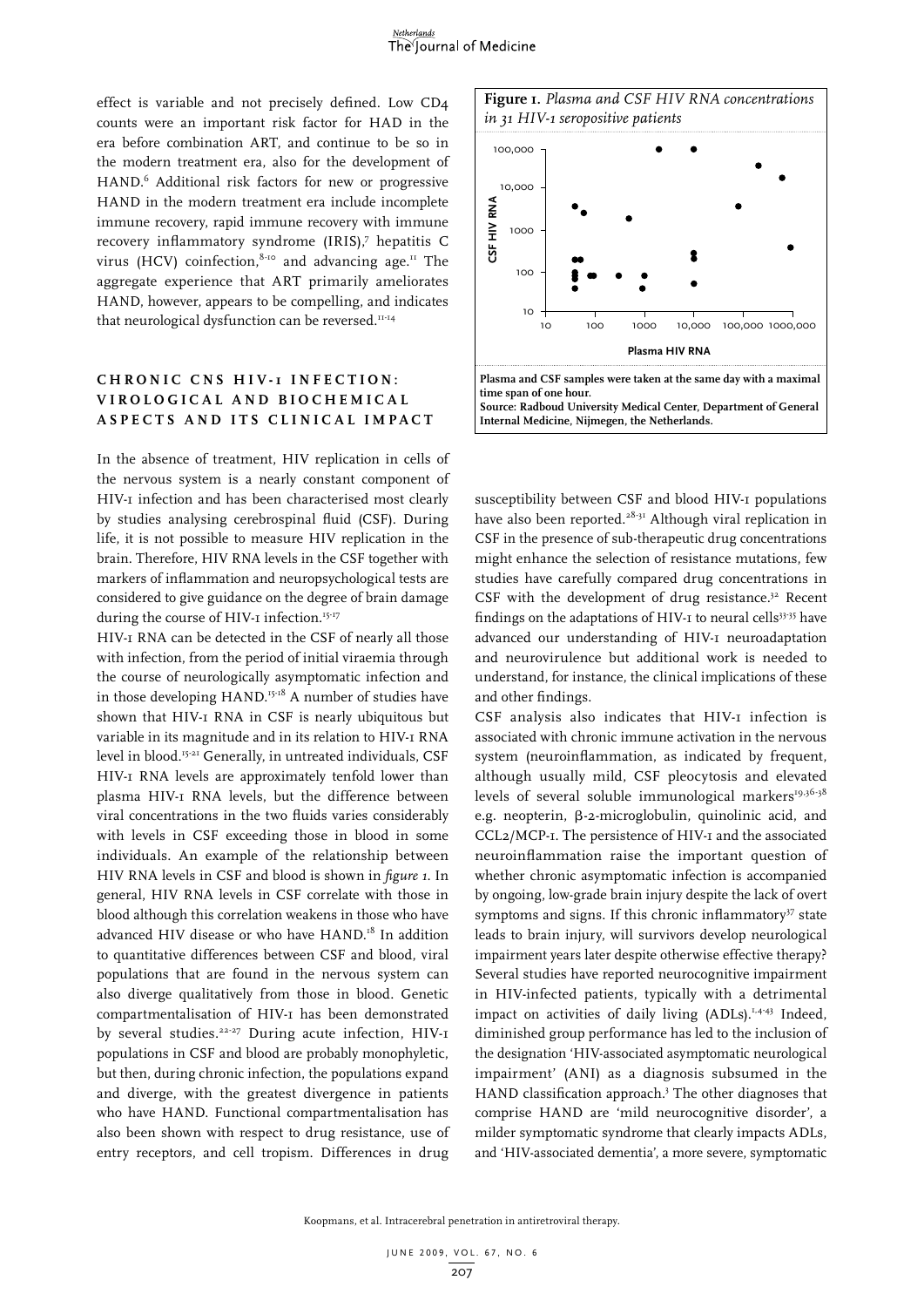effect is variable and not precisely defined. Low CD4 counts were an important risk factor for HAD in the era before combination ART, and continue to be so in the modern treatment era, also for the development of HAND.[6] Additional risk factors for new or progressive HAND in the modern treatment era include incomplete immune recovery, rapid immune recovery with immune recovery inflammatory syndrome (IRIS),[7] hepatitis C virus (HCV) coinfection,[8-10] and advancing age.[11] The aggregate experience that ART primarily ameliorates HAND, however, appears to be compelling, and indicates that neurological dysfunction can be reversed.[11-14]

## Chronic CNS HIV-1 infection: virological and biochemical aspects and its clinical impact

In the absence of treatment, HIV replication in cells of the nervous system is a nearly constant component of HIV-1 infection and has been characterised most clearly by studies analysing cerebrospinal fluid (CSF). During life, it is not possible to measure HIV replication in the brain. Therefore, HIV RNA levels in the CSF together with markers of inflammation and neuropsychological tests are considered to give guidance on the degree of brain damage during the course of HIV-1 infection.[15-17]

HIV-1 RNA can be detected in the CSF of nearly all those with infection, from the period of initial viraemia through the course of neurologically asymptomatic infection and in those developing HAND.[15-18] A number of studies have shown that HIV-1 RNA in CSF is nearly ubiquitous but variable in its magnitude and in its relation to HIV-1 RNA level in blood.[15-21] Generally, in untreated individuals, CSF HIV-1 RNA levels are approximately tenfold lower than plasma HIV-1 RNA levels, but the difference between viral concentrations in the two fluids varies considerably with levels in CSF exceeding those in blood in some individuals. An example of the relationship between HIV RNA levels in CSF and blood is shown in *figure 1*. In general, HIV RNA levels in CSF correlate with those in blood although this correlation weakens in those who have advanced HIV disease or who have HAND.[18] In addition to quantitative differences between CSF and blood, viral populations that are found in the nervous system can also diverge qualitatively from those in blood. Genetic compartmentalisation of HIV-1 has been demonstrated by several studies.[22-27] During acute infection, HIV-1 populations in CSF and blood are probably monophyletic, but then, during chronic infection, the populations expand and diverge, with the greatest divergence in patients who have HAND. Functional compartmentalisation has also been shown with respect to drug resistance, use of entry receptors, and cell tropism. Differences in drug susceptibility between CSF and blood HIV-1 populations have also been reported.[28-31] Although viral replication in CSF in the presence of sub-therapeutic drug concentrations might enhance the selection of resistance mutations, few studies have carefully compared drug concentrations in CSF with the development of drug resistance.[32] Recent findings on the adaptations of HIV-1 to neural cells[33-35] have advanced our understanding of HIV-1 neuroadaptation and neurovirulence but additional work is needed to understand, for instance, the clinical implications of these and other findings.

**Figure 1.** *Plasma and CSF HIV RNA concentrations in 31 HIV-1 seropositive patients*

**Plasma and CSF samples were taken at the same day with a maximal time span of one hour.**
**Source: Radboud University Medical Center, Department of General Internal Medicine, Nijmegen, the Netherlands.**

CSF analysis also indicates that HIV-1 infection is associated with chronic immune activation in the nervous system (neuroinflammation, as indicated by frequent, although usually mild, CSF pleocytosis and elevated levels of several soluble immunological markers[19,36-38] e.g. neopterin, β-2-microglobulin, quinolinic acid, and CCL2/MCP-1. The persistence of HIV-1 and the associated neuroinflammation raise the important question of whether chronic asymptomatic infection is accompanied by ongoing, low-grade brain injury despite the lack of overt symptoms and signs. If this chronic inflammatory[37] state leads to brain injury, will survivors develop neurological impairment years later despite otherwise effective therapy? Several studies have reported neurocognitive impairment in HIV-infected patients, typically with a detrimental impact on activities of daily living (ADLs).[1,4-43] Indeed, diminished group performance has led to the inclusion of the designation 'HIV-associated asymptomatic neurological impairment' (ANI) as a diagnosis subsumed in the HAND classification approach.[3] The other diagnoses that comprise HAND are 'mild neurocognitive disorder', a milder symptomatic syndrome that clearly impacts ADLs, and 'HIV-associated dementia', a more severe, symptomatic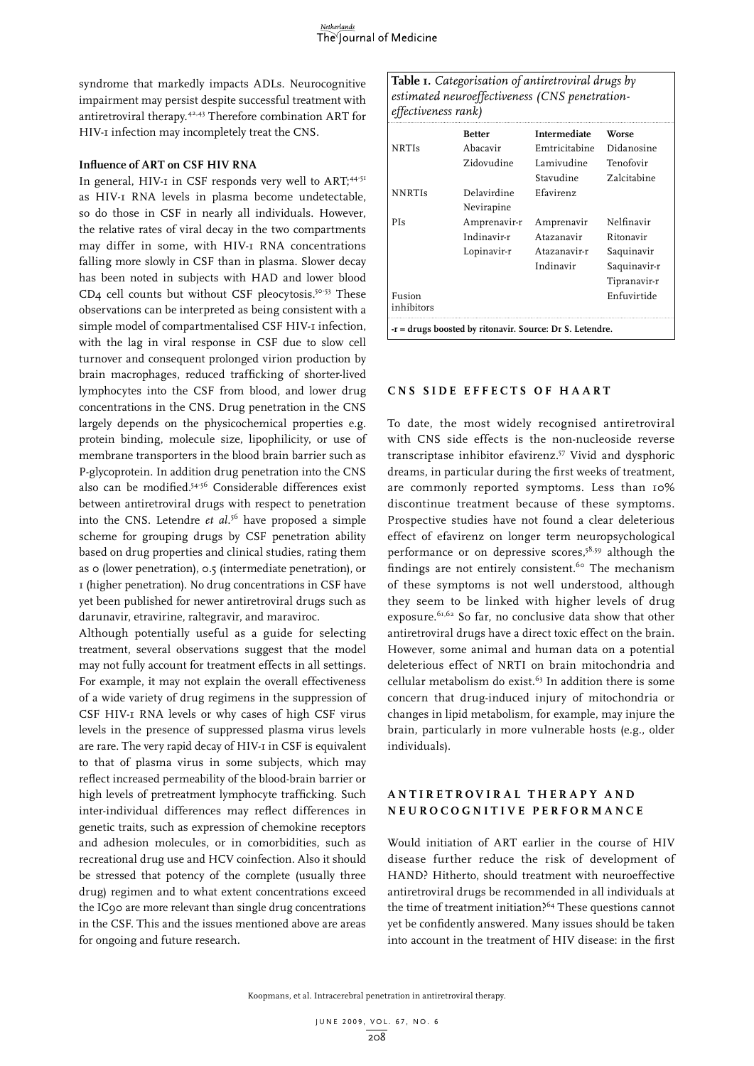syndrome that markedly impacts ADLs. Neurocognitive impairment may persist despite successful treatment with antiretroviral therapy.[42,43] Therefore combination ART for HIV-1 infection may incompletely treat the CNS.

### Influence of ART on CSF HIV RNA

In general, HIV-1 in CSF responds very well to ART;[44-51] as HIV-1 RNA levels in plasma become undetectable, so do those in CSF in nearly all individuals. However, the relative rates of viral decay in the two compartments may differ in some, with HIV-1 RNA concentrations falling more slowly in CSF than in plasma. Slower decay has been noted in subjects with HAD and lower blood CD4 cell counts but without CSF pleocytosis.[50-53] These observations can be interpreted as being consistent with a simple model of compartmentalised CSF HIV-1 infection, with the lag in viral response in CSF due to slow cell turnover and consequent prolonged virion production by brain macrophages, reduced trafficking of shorter-lived lymphocytes into the CSF from blood, and lower drug concentrations in the CNS. Drug penetration in the CNS largely depends on the physicochemical properties e.g. protein binding, molecule size, lipophilicity, or use of membrane transporters in the blood brain barrier such as P-glycoprotein. In addition drug penetration into the CNS also can be modified.[54-56] Considerable differences exist between antiretroviral drugs with respect to penetration into the CNS. Letendre *et al.*[56] have proposed a simple scheme for grouping drugs by CSF penetration ability based on drug properties and clinical studies, rating them as 0 (lower penetration), 0.5 (intermediate penetration), or 1 (higher penetration). No drug concentrations in CSF have yet been published for newer antiretroviral drugs such as darunavir, etravirine, raltegravir, and maraviroc.

Although potentially useful as a guide for selecting treatment, several observations suggest that the model may not fully account for treatment effects in all settings. For example, it may not explain the overall effectiveness of a wide variety of drug regimens in the suppression of CSF HIV-1 RNA levels or why cases of high CSF virus levels in the presence of suppressed plasma virus levels are rare. The very rapid decay of HIV-1 in CSF is equivalent to that of plasma virus in some subjects, which may reflect increased permeability of the blood-brain barrier or high levels of pretreatment lymphocyte trafficking. Such inter-individual differences may reflect differences in genetic traits, such as expression of chemokine receptors and adhesion molecules, or in comorbidities, such as recreational drug use and HCV coinfection. Also it should be stressed that potency of the complete (usually three drug) regimen and to what extent concentrations exceed the IC90 are more relevant than single drug concentrations in the CSF. This and the issues mentioned above are areas for ongoing and future research.

**Table 1.** *Categorisation of antiretroviral drugs by estimated neuroeffectiveness (CNS penetration-effectiveness rank)*

| | Better | Intermediate | Worse |
|---|---|---|---|
| NRTIs | Abacavir | Emtricitabine | Didanosine |
| | Zidovudine | Lamivudine | Tenofovir |
| | | Stavudine | Zalcitabine |
| NNRTIs | Delavirdine | Efavirenz | |
| | Nevirapine | | |
| PIs | Amprenavir-r | Amprenavir | Nelfinavir |
| | Indinavir-r | Atazanavir | Ritonavir |
| | Lopinavir-r | Atazanavir-r | Saquinavir |
| | | Indinavir | Saquinavir-r |
| | | | Tipranavir-r |
| Fusion inhibitors | | | Enfuvirtide |

**-r = drugs boosted by ritonavir. Source: Dr S. Letendre.**

## CNS side effects of HAART

To date, the most widely recognised antiretroviral with CNS side effects is the non-nucleoside reverse transcriptase inhibitor efavirenz.[57] Vivid and dysphoric dreams, in particular during the first weeks of treatment, are commonly reported symptoms. Less than 10% discontinue treatment because of these symptoms. Prospective studies have not found a clear deleterious effect of efavirenz on longer term neuropsychological performance or on depressive scores,[58,59] although the findings are not entirely consistent.[60] The mechanism of these symptoms is not well understood, although they seem to be linked with higher levels of drug exposure.[61,62] So far, no conclusive data show that other antiretroviral drugs have a direct toxic effect on the brain. However, some animal and human data on a potential deleterious effect of NRTI on brain mitochondria and cellular metabolism do exist.[63] In addition there is some concern that drug-induced injury of mitochondria or changes in lipid metabolism, for example, may injure the brain, particularly in more vulnerable hosts (e.g., older individuals).

## Antiretroviral therapy and neurocognitive performance

Would initiation of ART earlier in the course of HIV disease further reduce the risk of development of HAND? Hitherto, should treatment with neuroeffective antiretroviral drugs be recommended in all individuals at the time of treatment initiation?[64] These questions cannot yet be confidently answered. Many issues should be taken into account in the treatment of HIV disease: in the first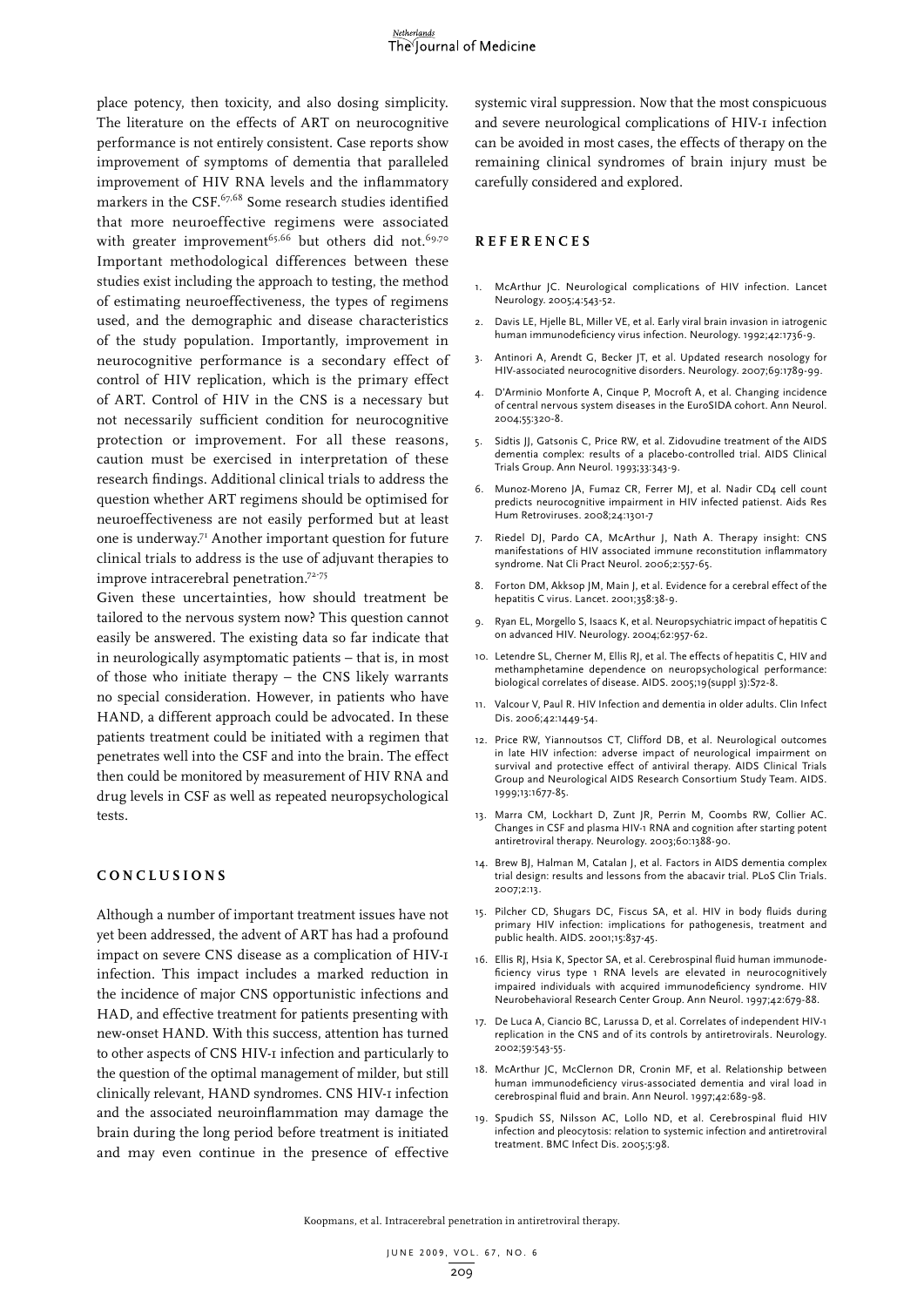place potency, then toxicity, and also dosing simplicity. The literature on the effects of ART on neurocognitive performance is not entirely consistent. Case reports show improvement of symptoms of dementia that paralleled improvement of HIV RNA levels and the inflammatory markers in the CSF.[67,68] Some research studies identified that more neuroeffective regimens were associated with greater improvement[65,66] but others did not.[69,70] Important methodological differences between these studies exist including the approach to testing, the method of estimating neuroeffectiveness, the types of regimens used, and the demographic and disease characteristics of the study population. Importantly, improvement in neurocognitive performance is a secondary effect of control of HIV replication, which is the primary effect of ART. Control of HIV in the CNS is a necessary but not necessarily sufficient condition for neurocognitive protection or improvement. For all these reasons, caution must be exercised in interpretation of these research findings. Additional clinical trials to address the question whether ART regimens should be optimised for neuroeffectiveness are not easily performed but at least one is underway.[71] Another important question for future clinical trials to address is the use of adjuvant therapies to improve intracerebral penetration.[72-75]

Given these uncertainties, how should treatment be tailored to the nervous system now? This question cannot easily be answered. The existing data so far indicate that in neurologically asymptomatic patients – that is, in most of those who initiate therapy – the CNS likely warrants no special consideration. However, in patients who have HAND, a different approach could be advocated. In these patients treatment could be initiated with a regimen that penetrates well into the CSF and into the brain. The effect then could be monitored by measurement of HIV RNA and drug levels in CSF as well as repeated neuropsychological tests.

## CONCLUSIONS

Although a number of important treatment issues have not yet been addressed, the advent of ART has had a profound impact on severe CNS disease as a complication of HIV-1 infection. This impact includes a marked reduction in the incidence of major CNS opportunistic infections and HAD, and effective treatment for patients presenting with new-onset HAND. With this success, attention has turned to other aspects of CNS HIV-1 infection and particularly to the question of the optimal management of milder, but still clinically relevant, HAND syndromes. CNS HIV-1 infection and the associated neuroinflammation may damage the brain during the long period before treatment is initiated and may even continue in the presence of effective systemic viral suppression. Now that the most conspicuous and severe neurological complications of HIV-1 infection can be avoided in most cases, the effects of therapy on the remaining clinical syndromes of brain injury must be carefully considered and explored.

## REFERENCES

1. McArthur JC. Neurological complications of HIV infection. Lancet Neurology. 2005;4:543-52.
2. Davis LE, Hjelle BL, Miller VE, et al. Early viral brain invasion in iatrogenic human immunodeficiency virus infection. Neurology. 1992;42:1736-9.
3. Antinori A, Arendt G, Becker JT, et al. Updated research nosology for HIV-associated neurocognitive disorders. Neurology. 2007;69:1789-99.
4. D'Arminio Monforte A, Cinque P, Mocroft A, et al. Changing incidence of central nervous system diseases in the EuroSIDA cohort. Ann Neurol. 2004;55:320-8.
5. Sidtis JJ, Gatsonis C, Price RW, et al. Zidovudine treatment of the AIDS dementia complex: results of a placebo-controlled trial. AIDS Clinical Trials Group. Ann Neurol. 1993;33:343-9.
6. Munoz-Moreno JA, Fumaz CR, Ferrer MJ, et al. Nadir CD4 cell count predicts neurocognitive impairment in HIV infected patienst. Aids Res Hum Retroviruses. 2008;24:1301-7
7. Riedel DJ, Pardo CA, McArthur J, Nath A. Therapy insight: CNS manifestations of HIV associated immune reconstitution inflammatory syndrome. Nat Cli Pract Neurol. 2006;2:557-65.
8. Forton DM, Akksop JM, Main J, et al. Evidence for a cerebral effect of the hepatitis C virus. Lancet. 2001;358:38-9.
9. Ryan EL, Morgello S, Isaacs K, et al. Neuropsychiatric impact of hepatitis C on advanced HIV. Neurology. 2004;62:957-62.
10. Letendre SL, Cherner M, Ellis RJ, et al. The effects of hepatitis C, HIV and methamphetamine dependence on neuropsychological performance: biological correlates of disease. AIDS. 2005;19(suppl 3):S72-8.
11. Valcour V, Paul R. HIV Infection and dementia in older adults. Clin Infect Dis. 2006;42:1449-54.
12. Price RW, Yiannoutsos CT, Clifford DB, et al. Neurological outcomes in late HIV infection: adverse impact of neurological impairment on survival and protective effect of antiviral therapy. AIDS Clinical Trials Group and Neurological AIDS Research Consortium Study Team. AIDS. 1999;13:1677-85.
13. Marra CM, Lockhart D, Zunt JR, Perrin M, Coombs RW, Collier AC. Changes in CSF and plasma HIV-1 RNA and cognition after starting potent antiretroviral therapy. Neurology. 2003;60:1388-90.
14. Brew BJ, Halman M, Catalan J, et al. Factors in AIDS dementia complex trial design: results and lessons from the abacavir trial. PLoS Clin Trials. 2007;2:13.
15. Pilcher CD, Shugars DC, Fiscus SA, et al. HIV in body fluids during primary HIV infection: implications for pathogenesis, treatment and public health. AIDS. 2001;15:837-45.
16. Ellis RJ, Hsia K, Spector SA, et al. Cerebrospinal fluid human immunodeficiency virus type 1 RNA levels are elevated in neurocognitively impaired individuals with acquired immunodeficiency syndrome. HIV Neurobehavioral Research Center Group. Ann Neurol. 1997;42:679-88.
17. De Luca A, Ciancio BC, Larussa D, et al. Correlates of independent HIV-1 replication in the CNS and of its controls by antiretrovirals. Neurology. 2002;59:543-55.
18. McArthur JC, McClernon DR, Cronin MF, et al. Relationship between human immunodeficiency virus-associated dementia and viral load in cerebrospinal fluid and brain. Ann Neurol. 1997;42:689-98.
19. Spudich SS, Nilsson AC, Lollo ND, et al. Cerebrospinal fluid HIV infection and pleocytosis: relation to systemic infection and antiretroviral treatment. BMC Infect Dis. 2005;5:98.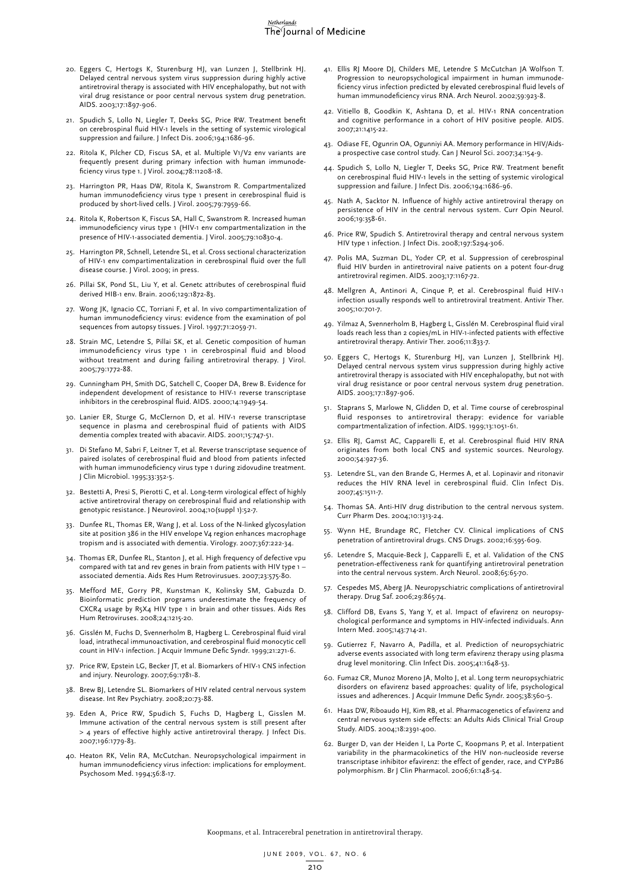20. Eggers C, Hertogs K, Sturenburg HJ, van Lunzen J, Stellbrink HJ. Delayed central nervous system virus suppression during highly active antiretroviral therapy is associated with HIV encephalopathy, but not with viral drug resistance or poor central nervous system drug penetration. AIDS. 2003;17:1897-906.
21. Spudich S, Lollo N, Liegler T, Deeks SG, Price RW. Treatment benefit on cerebrospinal fluid HIV-1 levels in the setting of systemic virological suppression and failure. J Infect Dis. 2006;194:1686-96.
22. Ritola K, Pilcher CD, Fiscus SA, et al. Multiple V1/V2 env variants are frequently present during primary infection with human immunodeficiency virus type 1. J Virol. 2004;78:11208-18.
23. Harrington PR, Haas DW, Ritola K, Swanstrom R. Compartmentalized human immunodeficiency virus type 1 present in cerebrospinal fluid is produced by short-lived cells. J Virol. 2005;79:7959-66.
24. Ritola K, Robertson K, Fiscus SA, Hall C, Swanstrom R. Increased human immunodeficiency virus type 1 (HIV-1 env compartmentalization in the presence of HIV-1-associated dementia. J Virol. 2005;79:10830-4.
25. Harrington PR, Schnell, Letendre SL, et al. Cross sectional characterization of HIV-1 env compartmentalization in cerebrospinal fluid over the full disease course. J Virol. 2009; in press.
26. Pillai SK, Pond SL, Liu Y, et al. Genetc attributes of cerebrospinal fluid derived HIB-1 env. Brain. 2006;129:1872-83.
27. Wong JK, Ignacio CC, Torriani F, et al. In vivo compartimentalization of human immunodeficiency virus: evidence from the examination of pol sequences from autopsy tissues. J Virol. 1997;71:2059-71.
28. Strain MC, Letendre S, Pillai SK, et al. Genetic composition of human immunodeficiency virus type 1 in cerebrospinal fluid and blood without treatment and during failing antiretroviral therapy. J Virol. 2005;79:1772-88.
29. Cunningham PH, Smith DG, Satchell C, Cooper DA, Brew B. Evidence for independent development of resistance to HIV-1 reverse transcriptase inhibitors in the cerebrospinal fluid. AIDS. 2000;14:1949-54.
30. Lanier ER, Sturge G, McClernon D, et al. HIV-1 reverse transcriptase sequence in plasma and cerebrospinal fluid of patients with AIDS dementia complex treated with abacavir. AIDS. 2001;15:747-51.
31. Di Stefano M, Sabri F, Leitner T, et al. Reverse transcriptase sequence of paired isolates of cerebrospinal fluid and blood from patients infected with human immunodeficiency virus type 1 during zidovudine treatment. J Clin Microbiol. 1995;33:352-5.
32. Bestetti A, Presi S, Pierotti C, et al. Long-term virological effect of highly active antiretroviral therapy on cerebrospinal fluid and relationship with genotypic resistance. J Neurovirol. 2004;10(suppl 1):52-7.
33. Dunfee RL, Thomas ER, Wang J, et al. Loss of the N-linked glycosylation site at position 386 in the HIV envelope V4 region enhances macrophage tropism and is associated with dementia. Virology. 2007;367:222-34.
34. Thomas ER, Dunfee RL, Stanton J, et al. High frequency of defective vpu compared with tat and rev genes in brain from patients with HIV type 1 – associated dementia. Aids Res Hum Retrovirusues. 2007;23:575-80.
35. Mefford ME, Gorry PR, Kunstman K, Kolinsky SM, Gabuzda D. Bioinformatic prediction programs underestimate the frequency of CXCR4 usage by R5X4 HIV type 1 in brain and other tissues. Aids Res Hum Retroviruses. 2008;24:1215-20.
36. Gisslén M, Fuchs D, Svennerholm B, Hagberg L. Cerebrospinal fluid viral load, intrathecal immunoactivation, and cerebrospinal fluid monocytic cell count in HIV-1 infection. J Acquir Immune Defic Syndr. 1999;21:271-6.
37. Price RW, Epstein LG, Becker JT, et al. Biomarkers of HIV-1 CNS infection and injury. Neurology. 2007;69:1781-8.
38. Brew BJ, Letendre SL. Biomarkers of HIV related central nervous system disease. Int Rev Psychiatry. 2008;20:73-88.
39. Eden A, Price RW, Spudich S, Fuchs D, Hagberg L, Gisslen M. Immune activation of the central nervous system is still present after > 4 years of effective highly active antiretroviral therapy. J Infect Dis. 2007;196:1779-83.
40. Heaton RK, Velin RA, McCutchan. Neuropsychological impairment in human immunodeficiency virus infection: implications for employment. Psychosom Med. 1994;56:8-17.
41. Ellis RJ Moore DJ, Childers ME, Letendre S McCutchan JA Wolfson T. Progression to neuropsychological impairment in human immunodeficiency virus infection predicted by elevated cerebrospinal fluid levels of human immunodeficiency virus RNA. Arch Neurol. 2002;59:923-8.
42. Vitiello B, Goodkin K, Ashtana D, et al. HIV-1 RNA concentration and cognitive performance in a cohort of HIV positive people. AIDS. 2007;21:1415-22.
43. Odiase FE, Ogunrin OA, Ogunniyi AA. Memory performance in HIV/Aids-a prospective case control study. Can J Neurol Sci. 2007;34:154-9.
44. Spudich S, Lollo N, Liegler T, Deeks SG, Price RW. Treatment benefit on cerebrospinal fluid HIV-1 levels in the setting of systemic virological suppression and failure. J Infect Dis. 2006;194:1686-96.
45. Nath A, Sacktor N. Influence of highly active antiretroviral therapy on persistence of HIV in the central nervous system. Curr Opin Neurol. 2006;19:358-61.
46. Price RW, Spudich S. Antiretroviral therapy and central nervous system HIV type 1 infection. J Infect Dis. 2008;197:S294-306.
47. Polis MA, Suzman DL, Yoder CP, et al. Suppression of cerebrospinal fluid HIV burden in antiretroviral naive patients on a potent four-drug antiretroviral regimen. AIDS. 2003;17:1167-72.
48. Mellgren A, Antinori A, Cinque P, et al. Cerebrospinal fluid HIV-1 infection usually responds well to antiretroviral treatment. Antivir Ther. 2005;10:701-7.
49. Yilmaz A, Svennerholm B, Hagberg L, Gisslén M. Cerebrospinal fluid viral loads reach less than 2 copies/mL in HIV-1-infected patients with effective antiretroviral therapy. Antivir Ther. 2006;11:833-7.
50. Eggers C, Hertogs K, Sturenburg HJ, van Lunzen J, Stellbrink HJ. Delayed central nervous system virus suppression during highly active antiretroviral therapy is associated with HIV encephalopathy, but not with viral drug resistance or poor central nervous system drug penetration. AIDS. 2003;17:1897-906.
51. Staprans S, Marlowe N, Glidden D, et al. Time course of cerebrospinal fluid responses to antiretroviral therapy: evidence for variable compartmentalization of infection. AIDS. 1999;13:1051-61.
52. Ellis RJ, Gamst AC, Capparelli E, et al. Cerebrospinal fluid HIV RNA originates from both local CNS and systemic sources. Neurology. 2000;54:927-36.
53. Letendre SL, van den Brande G, Hermes A, et al. Lopinavir and ritonavir reduces the HIV RNA level in cerebrospinal fluid. Clin Infect Dis. 2007;45:1511-7.
54. Thomas SA. Anti-HIV drug distribution to the central nervous system. Curr Pharm Des. 2004;10:1313-24.
55. Wynn HE, Brundage RC, Fletcher CV. Clinical implications of CNS penetration of antiretroviral drugs. CNS Drugs. 2002;16:595-609.
56. Letendre S, Macquie-Beck J, Capparelli E, et al. Validation of the CNS penetration-effectiveness rank for quantifying antiretroviral penetration into the central nervous system. Arch Neurol. 2008;65:65-70.
57. Cespedes MS, Aberg JA. Neuropsychiatric complications of antiretroviral therapy. Drug Saf. 2006;29:865-74.
58. Clifford DB, Evans S, Yang Y, et al. Impact of efavirenz on neuropsychological performance and symptoms in HIV-infected individuals. Ann Intern Med. 2005;143:714-21.
59. Gutierrez F, Navarro A, Padilla, et al. Prediction of neuropsychiatric adverse events associated with long term efavirenz therapy using plasma drug level monitoring. Clin Infect Dis. 2005;41:1648-53.
60. Fumaz CR, Munoz Moreno JA, Molto J, et al. Long term neuropsychiatric disorders on efavirenz based approaches: quality of life, psychological issues and adherences. J Acquir Immune Defic Syndr. 2005;38:560-5.
61. Haas DW, Riboaudo HJ, Kim RB, et al. Pharmacogenetics of efavirenz and central nervous system side effects: an Adults Aids Clinical Trial Group Study. AIDS. 2004;18:2391-400.
62. Burger D, van der Heiden I, La Porte C, Koopmans P, et al. Interpatient variability in the pharmacokinetics of the HIV non-nucleoside reverse transcriptase inhibitor efavirenz: the effect of gender, race, and CYP2B6 polymorphism. Br J Clin Pharmacol. 2006;61:148-54.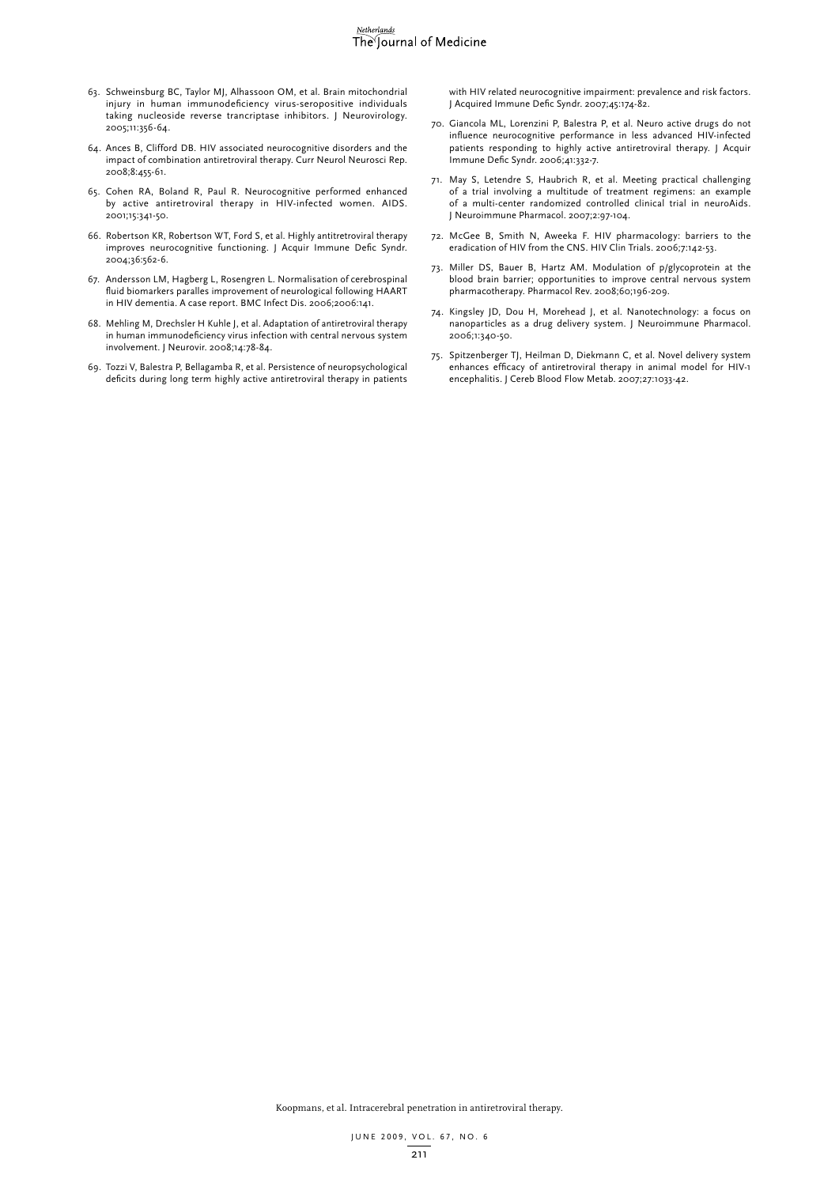63. Schweinsburg BC, Taylor MJ, Alhassoon OM, et al. Brain mitochondrial injury in human immunodeficiency virus-seropositive individuals taking nucleoside reverse trancriptase inhibitors. J Neurovirology. 2005;11:356-64.

64. Ances B, Clifford DB. HIV associated neurocognitive disorders and the impact of combination antiretroviral therapy. Curr Neurol Neurosci Rep. 2008;8:455-61.

65. Cohen RA, Boland R, Paul R. Neurocognitive performed enhanced by active antiretroviral therapy in HIV-infected women. AIDS. 2001;15:341-50.

66. Robertson KR, Robertson WT, Ford S, et al. Highly antitretroviral therapy improves neurocognitive functioning. J Acquir Immune Defic Syndr. 2004;36:562-6.

67. Andersson LM, Hagberg L, Rosengren L. Normalisation of cerebrospinal fluid biomarkers paralles improvement of neurological following HAART in HIV dementia. A case report. BMC Infect Dis. 2006;2006:141.

68. Mehling M, Drechsler H Kuhle J, et al. Adaptation of antiretroviral therapy in human immunodeficiency virus infection with central nervous system involvement. J Neurovir. 2008;14:78-84.

69. Tozzi V, Balestra P, Bellagamba R, et al. Persistence of neuropsychological deficits during long term highly active antiretroviral therapy in patients with HIV related neurocognitive impairment: prevalence and risk factors. J Acquired Immune Defic Syndr. 2007;45:174-82.

70. Giancola ML, Lorenzini P, Balestra P, et al. Neuro active drugs do not influence neurocognitive performance in less advanced HIV-infected patients responding to highly active antiretroviral therapy. J Acquir Immune Defic Syndr. 2006;41:332-7.

71. May S, Letendre S, Haubrich R, et al. Meeting practical challenging of a trial involving a multitude of treatment regimens: an example of a multi-center randomized controlled clinical trial in neuroAids. J Neuroimmune Pharmacol. 2007;2:97-104.

72. McGee B, Smith N, Aweeka F. HIV pharmacology: barriers to the eradication of HIV from the CNS. HIV Clin Trials. 2006;7:142-53.

73. Miller DS, Bauer B, Hartz AM. Modulation of p/glycoprotein at the blood brain barrier; opportunities to improve central nervous system pharmacotherapy. Pharmacol Rev. 2008;60;196-209.

74. Kingsley JD, Dou H, Morehead J, et al. Nanotechnology: a focus on nanoparticles as a drug delivery system. J Neuroimmune Pharmacol. 2006;1:340-50.

75. Spitzenberger TJ, Heilman D, Diekmann C, et al. Novel delivery system enhances efficacy of antiretroviral therapy in animal model for HIV-1 encephalitis. J Cereb Blood Flow Metab. 2007;27:1033-42.